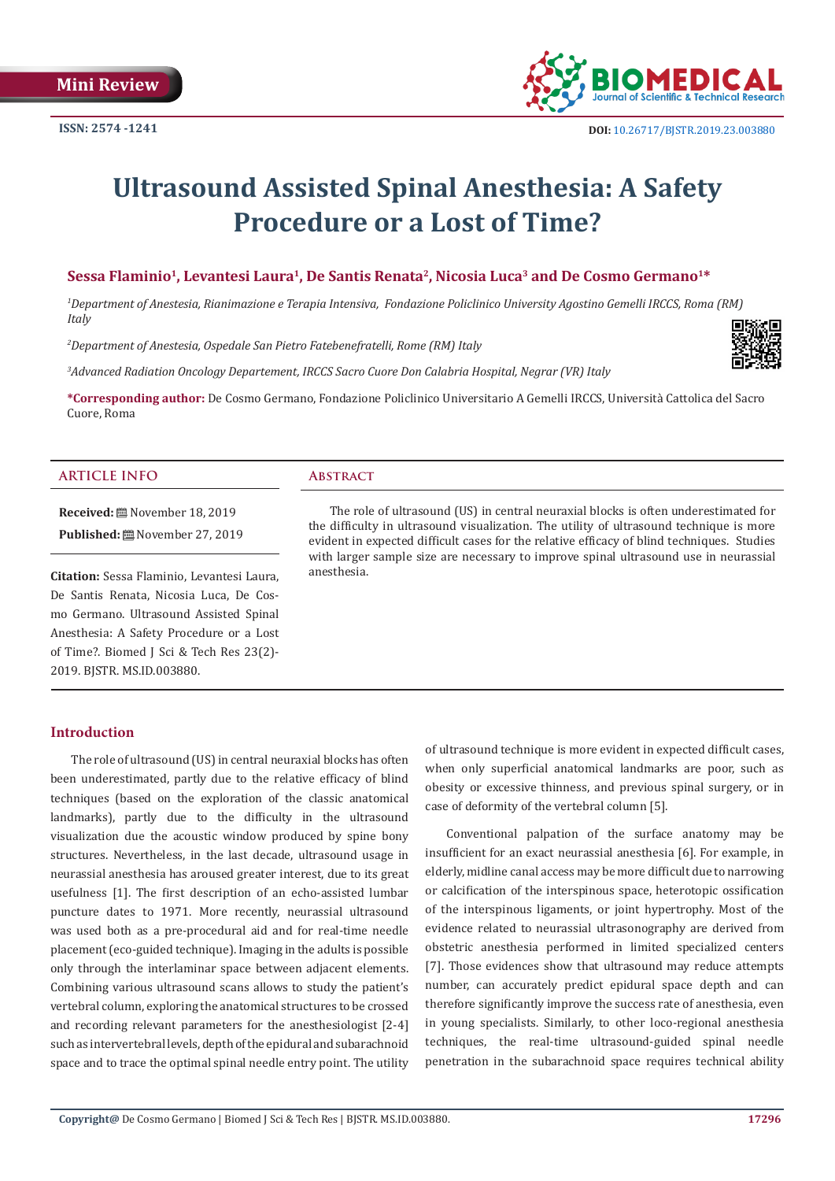Mini Review

ISSN: 2574 -1241

DOI: 10.26717/BJSTR.2019.23.003880

# Ultrasound Assisted Spinal Anesthesia: A Safety Procedure or a Lost of Time?

**Sessa Flaminio[1], Levantesi Laura[1], De Santis Renata[2], Nicosia Luca[3] and De Cosmo Germano[1]\***

*[1]Department of Anestesia, Rianimazione e Terapia Intensiva, Fondazione Policlinico University Agostino Gemelli IRCCS, Roma (RM) Italy*

*[2]Department of Anestesia, Ospedale San Pietro Fatebenefratelli, Rome (RM) Italy*

*[3]Advanced Radiation Oncology Departement, IRCCS Sacro Cuore Don Calabria Hospital, Negrar (VR) Italy*

**\*Corresponding author:** De Cosmo Germano, Fondazione Policlinico Universitario A Gemelli IRCCS, Università Cattolica del Sacro Cuore, Roma

## ARTICLE INFO

**Received:** November 18, 2019

**Published:** November 27, 2019

**Citation:** Sessa Flaminio, Levantesi Laura, De Santis Renata, Nicosia Luca, De Cosmo Germano. Ultrasound Assisted Spinal Anesthesia: A Safety Procedure or a Lost of Time?. Biomed J Sci & Tech Res 23(2)-2019. BJSTR. MS.ID.003880.

## Abstract

The role of ultrasound (US) in central neuraxial blocks is often underestimated for the difficulty in ultrasound visualization. The utility of ultrasound technique is more evident in expected difficult cases for the relative efficacy of blind techniques. Studies with larger sample size are necessary to improve spinal ultrasound use in neurassial anesthesia.

## Introduction

The role of ultrasound (US) in central neuraxial blocks has often been underestimated, partly due to the relative efficacy of blind techniques (based on the exploration of the classic anatomical landmarks), partly due to the difficulty in the ultrasound visualization due the acoustic window produced by spine bony structures. Nevertheless, in the last decade, ultrasound usage in neurassial anesthesia has aroused greater interest, due to its great usefulness [1]. The first description of an echo-assisted lumbar puncture dates to 1971. More recently, neurassial ultrasound was used both as a pre-procedural aid and for real-time needle placement (eco-guided technique). Imaging in the adults is possible only through the interlaminar space between adjacent elements. Combining various ultrasound scans allows to study the patient's vertebral column, exploring the anatomical structures to be crossed and recording relevant parameters for the anesthesiologist [2-4] such as intervertebral levels, depth of the epidural and subarachnoid space and to trace the optimal spinal needle entry point. The utility of ultrasound technique is more evident in expected difficult cases, when only superficial anatomical landmarks are poor, such as obesity or excessive thinness, and previous spinal surgery, or in case of deformity of the vertebral column [5].

Conventional palpation of the surface anatomy may be insufficient for an exact neurassial anesthesia [6]. For example, in elderly, midline canal access may be more difficult due to narrowing or calcification of the interspinous space, heterotopic ossification of the interspinous ligaments, or joint hypertrophy. Most of the evidence related to neurassial ultrasonography are derived from obstetric anesthesia performed in limited specialized centers [7]. Those evidences show that ultrasound may reduce attempts number, can accurately predict epidural space depth and can therefore significantly improve the success rate of anesthesia, even in young specialists. Similarly, to other loco-regional anesthesia techniques, the real-time ultrasound-guided spinal needle penetration in the subarachnoid space requires technical ability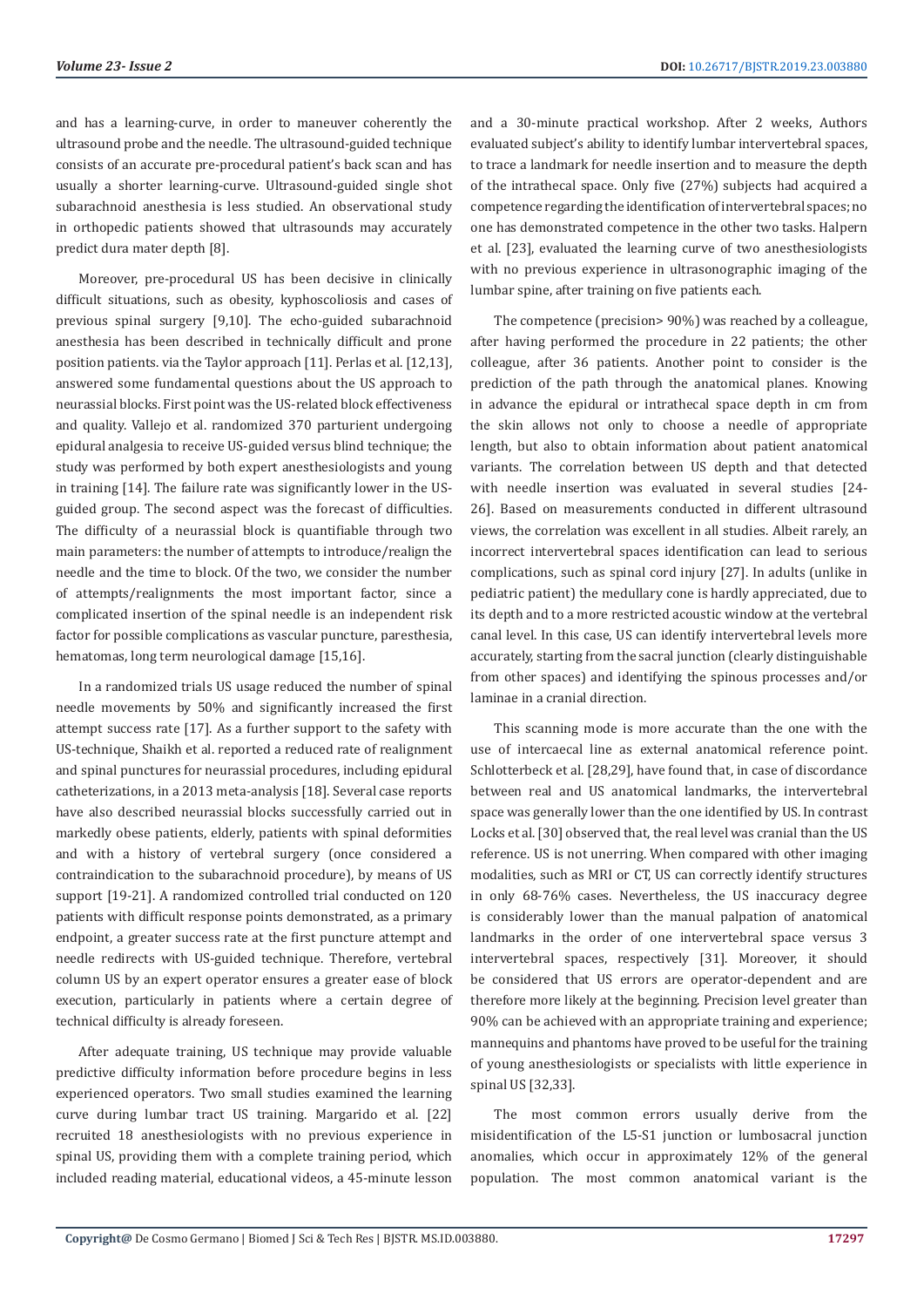and has a learning-curve, in order to maneuver coherently the ultrasound probe and the needle. The ultrasound-guided technique consists of an accurate pre-procedural patient's back scan and has usually a shorter learning-curve. Ultrasound-guided single shot subarachnoid anesthesia is less studied. An observational study in orthopedic patients showed that ultrasounds may accurately predict dura mater depth [8].

Moreover, pre-procedural US has been decisive in clinically difficult situations, such as obesity, kyphoscoliosis and cases of previous spinal surgery [9,10]. The echo-guided subarachnoid anesthesia has been described in technically difficult and prone position patients. via the Taylor approach [11]. Perlas et al. [12,13], answered some fundamental questions about the US approach to neurassial blocks. First point was the US-related block effectiveness and quality. Vallejo et al. randomized 370 parturient undergoing epidural analgesia to receive US-guided versus blind technique; the study was performed by both expert anesthesiologists and young in training [14]. The failure rate was significantly lower in the US-guided group. The second aspect was the forecast of difficulties. The difficulty of a neurassial block is quantifiable through two main parameters: the number of attempts to introduce/realign the needle and the time to block. Of the two, we consider the number of attempts/realignments the most important factor, since a complicated insertion of the spinal needle is an independent risk factor for possible complications as vascular puncture, paresthesia, hematomas, long term neurological damage [15,16].

In a randomized trials US usage reduced the number of spinal needle movements by 50% and significantly increased the first attempt success rate [17]. As a further support to the safety with US-technique, Shaikh et al. reported a reduced rate of realignment and spinal punctures for neurassial procedures, including epidural catheterizations, in a 2013 meta-analysis [18]. Several case reports have also described neurassial blocks successfully carried out in markedly obese patients, elderly, patients with spinal deformities and with a history of vertebral surgery (once considered a contraindication to the subarachnoid procedure), by means of US support [19-21]. A randomized controlled trial conducted on 120 patients with difficult response points demonstrated, as a primary endpoint, a greater success rate at the first puncture attempt and needle redirects with US-guided technique. Therefore, vertebral column US by an expert operator ensures a greater ease of block execution, particularly in patients where a certain degree of technical difficulty is already foreseen.

After adequate training, US technique may provide valuable predictive difficulty information before procedure begins in less experienced operators. Two small studies examined the learning curve during lumbar tract US training. Margarido et al. [22] recruited 18 anesthesiologists with no previous experience in spinal US, providing them with a complete training period, which included reading material, educational videos, a 45-minute lesson and a 30-minute practical workshop. After 2 weeks, Authors evaluated subject's ability to identify lumbar intervertebral spaces, to trace a landmark for needle insertion and to measure the depth of the intrathecal space. Only five (27%) subjects had acquired a competence regarding the identification of intervertebral spaces; no one has demonstrated competence in the other two tasks. Halpern et al. [23], evaluated the learning curve of two anesthesiologists with no previous experience in ultrasonographic imaging of the lumbar spine, after training on five patients each.

The competence (precision> 90%) was reached by a colleague, after having performed the procedure in 22 patients; the other colleague, after 36 patients. Another point to consider is the prediction of the path through the anatomical planes. Knowing in advance the epidural or intrathecal space depth in cm from the skin allows not only to choose a needle of appropriate length, but also to obtain information about patient anatomical variants. The correlation between US depth and that detected with needle insertion was evaluated in several studies [24-26]. Based on measurements conducted in different ultrasound views, the correlation was excellent in all studies. Albeit rarely, an incorrect intervertebral spaces identification can lead to serious complications, such as spinal cord injury [27]. In adults (unlike in pediatric patient) the medullary cone is hardly appreciated, due to its depth and to a more restricted acoustic window at the vertebral canal level. In this case, US can identify intervertebral levels more accurately, starting from the sacral junction (clearly distinguishable from other spaces) and identifying the spinous processes and/or laminae in a cranial direction.

This scanning mode is more accurate than the one with the use of intercaecal line as external anatomical reference point. Schlotterbeck et al. [28,29], have found that, in case of discordance between real and US anatomical landmarks, the intervertebral space was generally lower than the one identified by US. In contrast Locks et al. [30] observed that, the real level was cranial than the US reference. US is not unerring. When compared with other imaging modalities, such as MRI or CT, US can correctly identify structures in only 68-76% cases. Nevertheless, the US inaccuracy degree is considerably lower than the manual palpation of anatomical landmarks in the order of one intervertebral space versus 3 intervertebral spaces, respectively [31]. Moreover, it should be considered that US errors are operator-dependent and are therefore more likely at the beginning. Precision level greater than 90% can be achieved with an appropriate training and experience; mannequins and phantoms have proved to be useful for the training of young anesthesiologists or specialists with little experience in spinal US [32,33].

The most common errors usually derive from the misidentification of the L5-S1 junction or lumbosacral junction anomalies, which occur in approximately 12% of the general population. The most common anatomical variant is the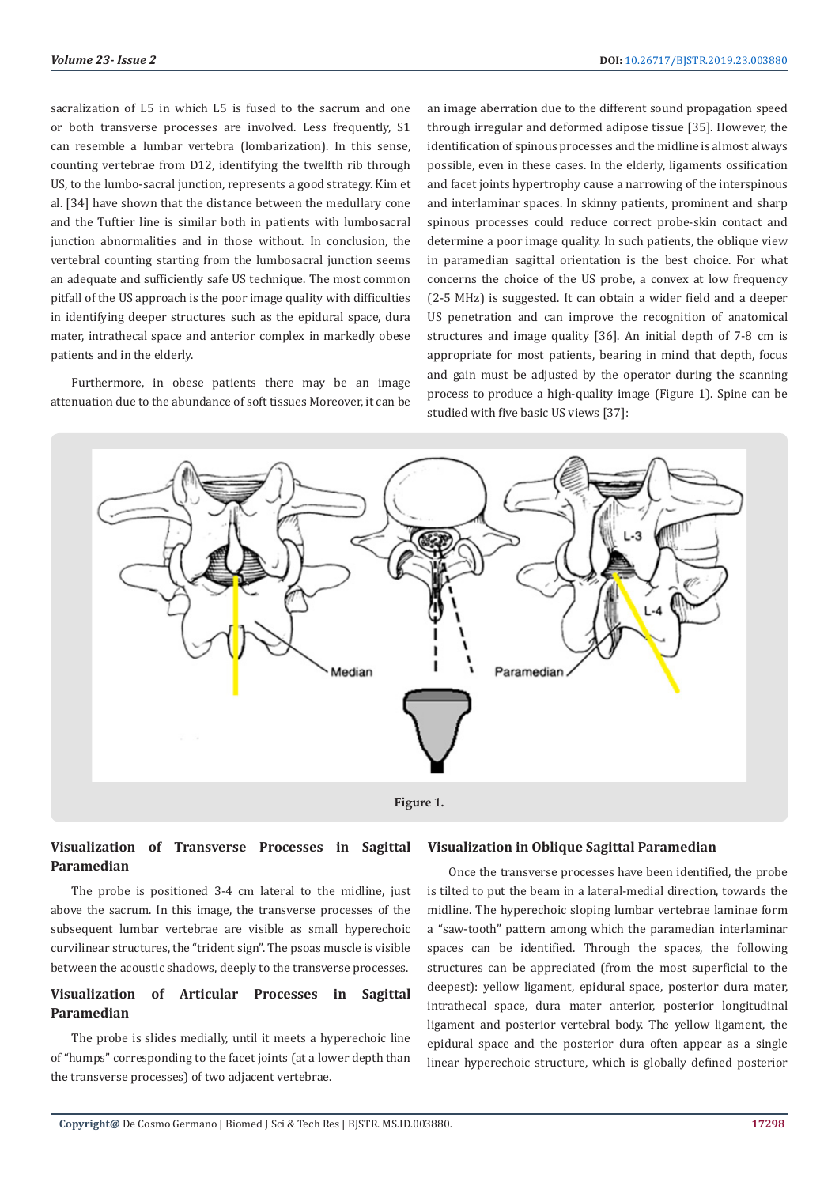sacralization of L5 in which L5 is fused to the sacrum and one or both transverse processes are involved. Less frequently, S1 can resemble a lumbar vertebra (lombarization). In this sense, counting vertebrae from D12, identifying the twelfth rib through US, to the lumbo-sacral junction, represents a good strategy. Kim et al. [34] have shown that the distance between the medullary cone and the Tuftier line is similar both in patients with lumbosacral junction abnormalities and in those without. In conclusion, the vertebral counting starting from the lumbosacral junction seems an adequate and sufficiently safe US technique. The most common pitfall of the US approach is the poor image quality with difficulties in identifying deeper structures such as the epidural space, dura mater, intrathecal space and anterior complex in markedly obese patients and in the elderly.

Furthermore, in obese patients there may be an image attenuation due to the abundance of soft tissues Moreover, it can be an image aberration due to the different sound propagation speed through irregular and deformed adipose tissue [35]. However, the identification of spinous processes and the midline is almost always possible, even in these cases. In the elderly, ligaments ossification and facet joints hypertrophy cause a narrowing of the interspinous and interlaminar spaces. In skinny patients, prominent and sharp spinous processes could reduce correct probe-skin contact and determine a poor image quality. In such patients, the oblique view in paramedian sagittal orientation is the best choice. For what concerns the choice of the US probe, a convex at low frequency (2-5 MHz) is suggested. It can obtain a wider field and a deeper US penetration and can improve the recognition of anatomical structures and image quality [36]. An initial depth of 7-8 cm is appropriate for most patients, bearing in mind that depth, focus and gain must be adjusted by the operator during the scanning process to produce a high-quality image (Figure 1). Spine can be studied with five basic US views [37]:

Figure 1.

## Visualization of Transverse Processes in Sagittal Paramedian

The probe is positioned 3-4 cm lateral to the midline, just above the sacrum. In this image, the transverse processes of the subsequent lumbar vertebrae are visible as small hyperechoic curvilinear structures, the "trident sign". The psoas muscle is visible between the acoustic shadows, deeply to the transverse processes.

## Visualization of Articular Processes in Sagittal Paramedian

The probe is slides medially, until it meets a hyperechoic line of "humps" corresponding to the facet joints (at a lower depth than the transverse processes) of two adjacent vertebrae.

## Visualization in Oblique Sagittal Paramedian

Once the transverse processes have been identified, the probe is tilted to put the beam in a lateral-medial direction, towards the midline. The hyperechoic sloping lumbar vertebrae laminae form a "saw-tooth" pattern among which the paramedian interlaminar spaces can be identified. Through the spaces, the following structures can be appreciated (from the most superficial to the deepest): yellow ligament, epidural space, posterior dura mater, intrathecal space, dura mater anterior, posterior longitudinal ligament and posterior vertebral body. The yellow ligament, the epidural space and the posterior dura often appear as a single linear hyperechoic structure, which is globally defined posterior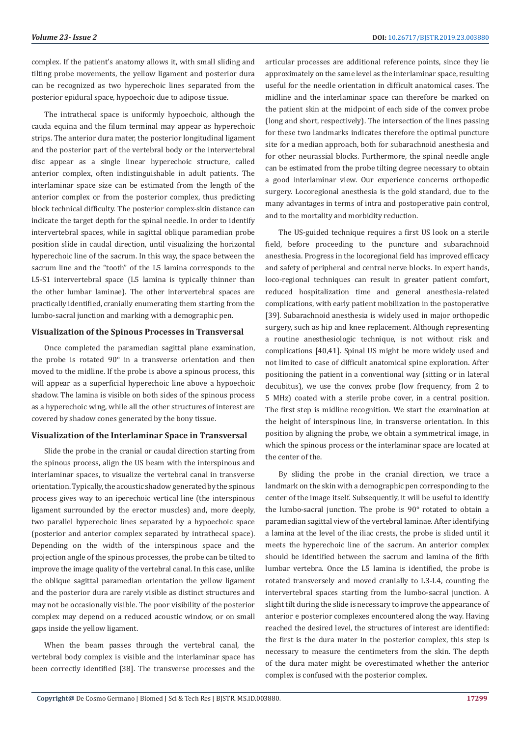complex. If the patient's anatomy allows it, with small sliding and tilting probe movements, the yellow ligament and posterior dura can be recognized as two hyperechoic lines separated from the posterior epidural space, hypoechoic due to adipose tissue.

The intrathecal space is uniformly hypoechoic, although the cauda equina and the filum terminal may appear as hyperechoic strips. The anterior dura mater, the posterior longitudinal ligament and the posterior part of the vertebral body or the intervertebral disc appear as a single linear hyperechoic structure, called anterior complex, often indistinguishable in adult patients. The interlaminar space size can be estimated from the length of the anterior complex or from the posterior complex, thus predicting block technical difficulty. The posterior complex-skin distance can indicate the target depth for the spinal needle. In order to identify intervertebral spaces, while in sagittal oblique paramedian probe position slide in caudal direction, until visualizing the horizontal hyperechoic line of the sacrum. In this way, the space between the sacrum line and the "tooth" of the L5 lamina corresponds to the L5-S1 intervertebral space (L5 lamina is typically thinner than the other lumbar laminae). The other intervertebral spaces are practically identified, cranially enumerating them starting from the lumbo-sacral junction and marking with a demographic pen.

### Visualization of the Spinous Processes in Transversal

Once completed the paramedian sagittal plane examination, the probe is rotated 90° in a transverse orientation and then moved to the midline. If the probe is above a spinous process, this will appear as a superficial hyperechoic line above a hypoechoic shadow. The lamina is visible on both sides of the spinous process as a hyperechoic wing, while all the other structures of interest are covered by shadow cones generated by the bony tissue.

### Visualization of the Interlaminar Space in Transversal

Slide the probe in the cranial or caudal direction starting from the spinous process, align the US beam with the interspinous and interlaminar spaces, to visualize the vertebral canal in transverse orientation. Typically, the acoustic shadow generated by the spinous process gives way to an iperechoic vertical line (the interspinous ligament surrounded by the erector muscles) and, more deeply, two parallel hyperechoic lines separated by a hypoechoic space (posterior and anterior complex separated by intrathecal space). Depending on the width of the interspinous space and the projection angle of the spinous processes, the probe can be tilted to improve the image quality of the vertebral canal. In this case, unlike the oblique sagittal paramedian orientation the yellow ligament and the posterior dura are rarely visible as distinct structures and may not be occasionally visible. The poor visibility of the posterior complex may depend on a reduced acoustic window, or on small gaps inside the yellow ligament.

When the beam passes through the vertebral canal, the vertebral body complex is visible and the interlaminar space has been correctly identified [38]. The transverse processes and the articular processes are additional reference points, since they lie approximately on the same level as the interlaminar space, resulting useful for the needle orientation in difficult anatomical cases. The midline and the interlaminar space can therefore be marked on the patient skin at the midpoint of each side of the convex probe (long and short, respectively). The intersection of the lines passing for these two landmarks indicates therefore the optimal puncture site for a median approach, both for subarachnoid anesthesia and for other neurassial blocks. Furthermore, the spinal needle angle can be estimated from the probe tilting degree necessary to obtain a good interlaminar view. Our experience concerns orthopedic surgery. Locoregional anesthesia is the gold standard, due to the many advantages in terms of intra and postoperative pain control, and to the mortality and morbidity reduction.

The US-guided technique requires a first US look on a sterile field, before proceeding to the puncture and subarachnoid anesthesia. Progress in the locoregional field has improved efficacy and safety of peripheral and central nerve blocks. In expert hands, loco-regional techniques can result in greater patient comfort, reduced hospitalization time and general anesthesia-related complications, with early patient mobilization in the postoperative [39]. Subarachnoid anesthesia is widely used in major orthopedic surgery, such as hip and knee replacement. Although representing a routine anesthesiologic technique, is not without risk and complications [40,41]. Spinal US might be more widely used and not limited to case of difficult anatomical spine exploration. After positioning the patient in a conventional way (sitting or in lateral decubitus), we use the convex probe (low frequency, from 2 to 5 MHz) coated with a sterile probe cover, in a central position. The first step is midline recognition. We start the examination at the height of interspinous line, in transverse orientation. In this position by aligning the probe, we obtain a symmetrical image, in which the spinous process or the interlaminar space are located at the center of the.

By sliding the probe in the cranial direction, we trace a landmark on the skin with a demographic pen corresponding to the center of the image itself. Subsequently, it will be useful to identify the lumbo-sacral junction. The probe is 90° rotated to obtain a paramedian sagittal view of the vertebral laminae. After identifying a lamina at the level of the iliac crests, the probe is slided until it meets the hyperechoic line of the sacrum. An anterior complex should be identified between the sacrum and lamina of the fifth lumbar vertebra. Once the L5 lamina is identified, the probe is rotated transversely and moved cranially to L3-L4, counting the intervertebral spaces starting from the lumbo-sacral junction. A slight tilt during the slide is necessary to improve the appearance of anterior e posterior complexes encountered along the way. Having reached the desired level, the structures of interest are identified: the first is the dura mater in the posterior complex, this step is necessary to measure the centimeters from the skin. The depth of the dura mater might be overestimated whether the anterior complex is confused with the posterior complex.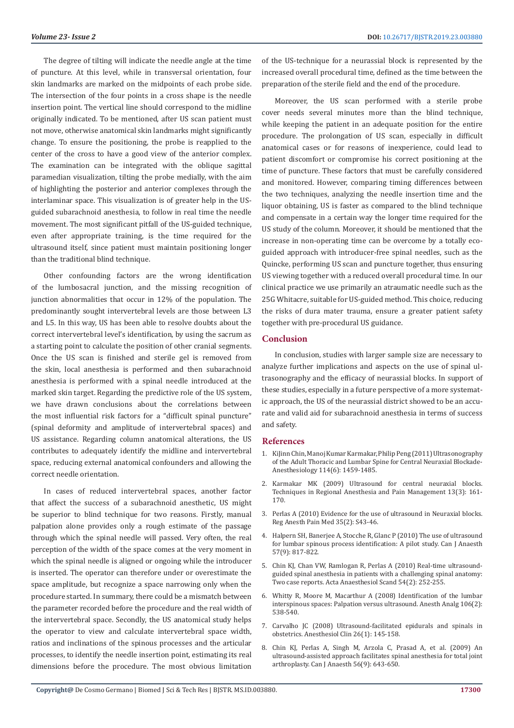The degree of tilting will indicate the needle angle at the time of puncture. At this level, while in transversal orientation, four skin landmarks are marked on the midpoints of each probe side. The intersection of the four points in a cross shape is the needle insertion point. The vertical line should correspond to the midline originally indicated. To be mentioned, after US scan patient must not move, otherwise anatomical skin landmarks might significantly change. To ensure the positioning, the probe is reapplied to the center of the cross to have a good view of the anterior complex. The examination can be integrated with the oblique sagittal paramedian visualization, tilting the probe medially, with the aim of highlighting the posterior and anterior complexes through the interlaminar space. This visualization is of greater help in the US-guided subarachnoid anesthesia, to follow in real time the needle movement. The most significant pitfall of the US-guided technique, even after appropriate training, is the time required for the ultrasound itself, since patient must maintain positioning longer than the traditional blind technique.

Other confounding factors are the wrong identification of the lumbosacral junction, and the missing recognition of junction abnormalities that occur in 12% of the population. The predominantly sought intervertebral levels are those between L3 and L5. In this way, US has been able to resolve doubts about the correct intervertebral level's identification, by using the sacrum as a starting point to calculate the position of other cranial segments. Once the US scan is finished and sterile gel is removed from the skin, local anesthesia is performed and then subarachnoid anesthesia is performed with a spinal needle introduced at the marked skin target. Regarding the predictive role of the US system, we have drawn conclusions about the correlations between the most influential risk factors for a "difficult spinal puncture" (spinal deformity and amplitude of intervertebral spaces) and US assistance. Regarding column anatomical alterations, the US contributes to adequately identify the midline and intervertebral space, reducing external anatomical confounders and allowing the correct needle orientation.

In cases of reduced intervertebral spaces, another factor that affect the success of a subarachnoid anesthetic, US might be superior to blind technique for two reasons. Firstly, manual palpation alone provides only a rough estimate of the passage through which the spinal needle will passed. Very often, the real perception of the width of the space comes at the very moment in which the spinal needle is aligned or ongoing while the introducer is inserted. The operator can therefore under or overestimate the space amplitude, but recognize a space narrowing only when the procedure started. In summary, there could be a mismatch between the parameter recorded before the procedure and the real width of the intervertebral space. Secondly, the US anatomical study helps the operator to view and calculate intervertebral space width, ratios and inclinations of the spinous processes and the articular processes, to identify the needle insertion point, estimating its real dimensions before the procedure. The most obvious limitation of the US-technique for a neurassial block is represented by the increased overall procedural time, defined as the time between the preparation of the sterile field and the end of the procedure.

Moreover, the US scan performed with a sterile probe cover needs several minutes more than the blind technique, while keeping the patient in an adequate position for the entire procedure. The prolongation of US scan, especially in difficult anatomical cases or for reasons of inexperience, could lead to patient discomfort or compromise his correct positioning at the time of puncture. These factors that must be carefully considered and monitored. However, comparing timing differences between the two techniques, analyzing the needle insertion time and the liquor obtaining, US is faster as compared to the blind technique and compensate in a certain way the longer time required for the US study of the column. Moreover, it should be mentioned that the increase in non-operating time can be overcome by a totally eco-guided approach with introducer-free spinal needles, such as the Quincke, performing US scan and puncture together, thus ensuring US viewing together with a reduced overall procedural time. In our clinical practice we use primarily an atraumatic needle such as the 25G Whitacre, suitable for US-guided method. This choice, reducing the risks of dura mater trauma, ensure a greater patient safety together with pre-procedural US guidance.

## Conclusion

In conclusion, studies with larger sample size are necessary to analyze further implications and aspects on the use of spinal ultrasonography and the efficacy of neurassial blocks. In support of these studies, especially in a future perspective of a more systematic approach, the US of the neurassial district showed to be an accurate and valid aid for subarachnoid anesthesia in terms of success and safety.

## References

1. KiJinn Chin, Manoj Kumar Karmakar, Philip Peng (2011) Ultrasonography of the Adult Thoracic and Lumbar Spine for Central Neuraxial Blockade-Anesthesiology 114(6): 1459-1485.
2. Karmakar MK (2009) Ultrasound for central neuraxial blocks. Techniques in Regional Anesthesia and Pain Management 13(3): 161-170.
3. Perlas A (2010) Evidence for the use of ultrasound in Neuraxial blocks. Reg Anesth Pain Med 35(2): S43-46.
4. Halpern SH, Banerjee A, Stocche R, Glanc P (2010) The use of ultrasound for lumbar spinous process identification: A pilot study. Can J Anaesth 57(9): 817-822.
5. Chin KJ, Chan VW, Ramlogan R, Perlas A (2010) Real-time ultrasound-guided spinal anesthesia in patients with a challenging spinal anatomy: Two case reports. Acta Anaesthesiol Scand 54(2): 252-255.
6. Whitty R, Moore M, Macarthur A (2008) Identification of the lumbar interspinous spaces: Palpation versus ultrasound. Anesth Analg 106(2): 538-540.
7. Carvalho JC (2008) Ultrasound-facilitated epidurals and spinals in obstetrics. Anesthesiol Clin 26(1): 145-158.
8. Chin KJ, Perlas A, Singh M, Arzola C, Prasad A, et al. (2009) An ultrasound-assisted approach facilitates spinal anesthesia for total joint arthroplasty. Can J Anaesth 56(9): 643-650.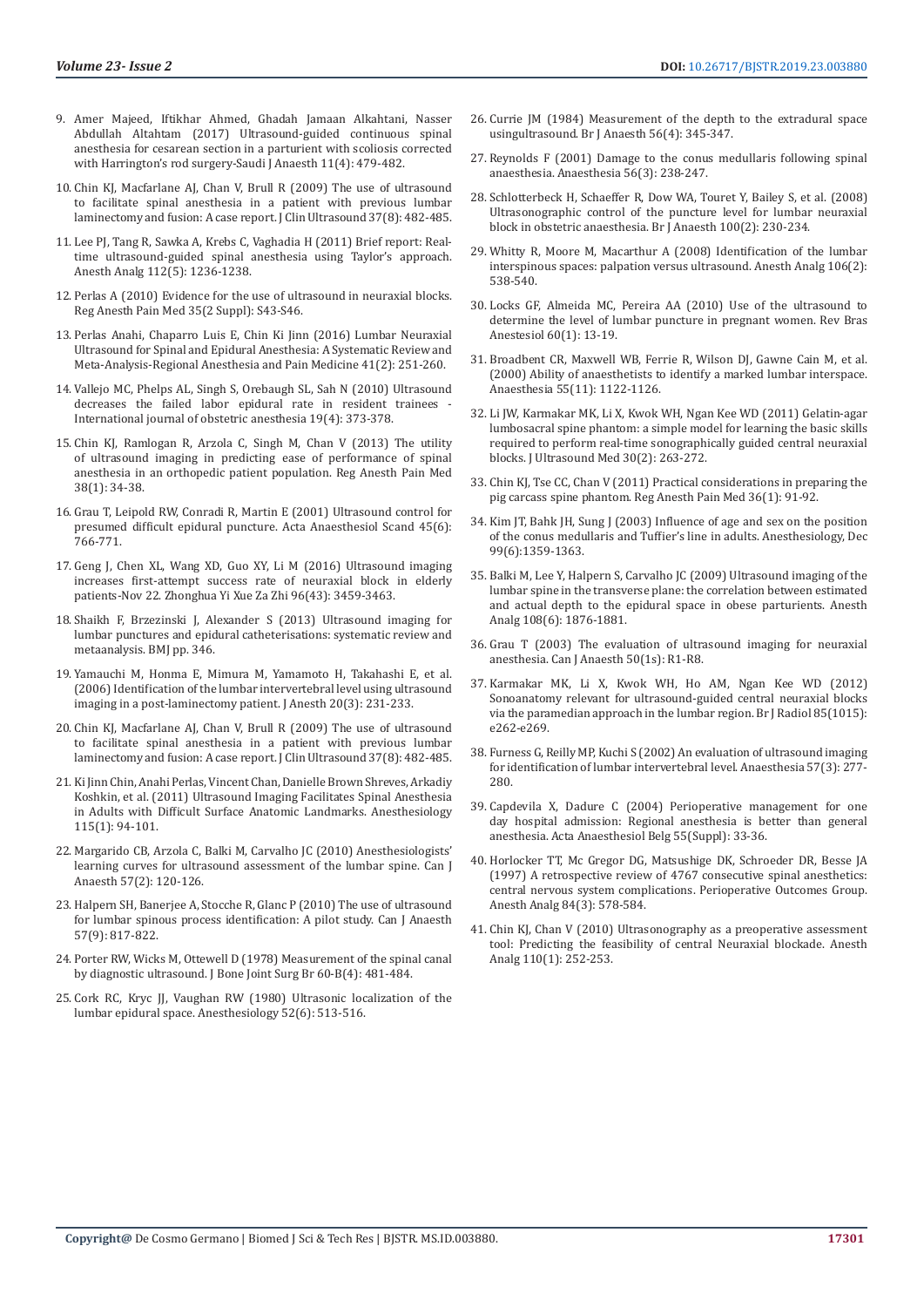9. Amer Majeed, Iftikhar Ahmed, Ghadah Jamaan Alkahtani, Nasser Abdullah Altahtam (2017) Ultrasound-guided continuous spinal anesthesia for cesarean section in a parturient with scoliosis corrected with Harrington's rod surgery-Saudi J Anaesth 11(4): 479-482.

10. Chin KJ, Macfarlane AJ, Chan V, Brull R (2009) The use of ultrasound to facilitate spinal anesthesia in a patient with previous lumbar laminectomy and fusion: A case report. J Clin Ultrasound 37(8): 482-485.

11. Lee PJ, Tang R, Sawka A, Krebs C, Vaghadia H (2011) Brief report: Real-time ultrasound-guided spinal anesthesia using Taylor's approach. Anesth Analg 112(5): 1236-1238.

12. Perlas A (2010) Evidence for the use of ultrasound in neuraxial blocks. Reg Anesth Pain Med 35(2 Suppl): S43-S46.

13. Perlas Anahi, Chaparro Luis E, Chin Ki Jinn (2016) Lumbar Neuraxial Ultrasound for Spinal and Epidural Anesthesia: A Systematic Review and Meta-Analysis-Regional Anesthesia and Pain Medicine 41(2): 251-260.

14. Vallejo MC, Phelps AL, Singh S, Orebaugh SL, Sah N (2010) Ultrasound decreases the failed labor epidural rate in resident trainees - International journal of obstetric anesthesia 19(4): 373-378.

15. Chin KJ, Ramlogan R, Arzola C, Singh M, Chan V (2013) The utility of ultrasound imaging in predicting ease of performance of spinal anesthesia in an orthopedic patient population. Reg Anesth Pain Med 38(1): 34-38.

16. Grau T, Leipold RW, Conradi R, Martin E (2001) Ultrasound control for presumed difficult epidural puncture. Acta Anaesthesiol Scand 45(6): 766-771.

17. Geng J, Chen XL, Wang XD, Guo XY, Li M (2016) Ultrasound imaging increases first-attempt success rate of neuraxial block in elderly patients-Nov 22. Zhonghua Yi Xue Za Zhi 96(43): 3459-3463.

18. Shaikh F, Brzezinski J, Alexander S (2013) Ultrasound imaging for lumbar punctures and epidural catheterisations: systematic review and metaanalysis. BMJ pp. 346.

19. Yamauchi M, Honma E, Mimura M, Yamamoto H, Takahashi E, et al. (2006) Identification of the lumbar intervertebral level using ultrasound imaging in a post-laminectomy patient. J Anesth 20(3): 231-233.

20. Chin KJ, Macfarlane AJ, Chan V, Brull R (2009) The use of ultrasound to facilitate spinal anesthesia in a patient with previous lumbar laminectomy and fusion: A case report. J Clin Ultrasound 37(8): 482-485.

21. Ki Jinn Chin, Anahi Perlas, Vincent Chan, Danielle Brown Shreves, Arkadiy Koshkin, et al. (2011) Ultrasound Imaging Facilitates Spinal Anesthesia in Adults with Difficult Surface Anatomic Landmarks. Anesthesiology 115(1): 94-101.

22. Margarido CB, Arzola C, Balki M, Carvalho JC (2010) Anesthesiologists' learning curves for ultrasound assessment of the lumbar spine. Can J Anaesth 57(2): 120-126.

23. Halpern SH, Banerjee A, Stocche R, Glanc P (2010) The use of ultrasound for lumbar spinous process identification: A pilot study. Can J Anaesth 57(9): 817-822.

24. Porter RW, Wicks M, Ottewell D (1978) Measurement of the spinal canal by diagnostic ultrasound. J Bone Joint Surg Br 60-B(4): 481-484.

25. Cork RC, Kryc JJ, Vaughan RW (1980) Ultrasonic localization of the lumbar epidural space. Anesthesiology 52(6): 513-516.

26. Currie JM (1984) Measurement of the depth to the extradural space usingultrasound. Br J Anaesth 56(4): 345-347.

27. Reynolds F (2001) Damage to the conus medullaris following spinal anaesthesia. Anaesthesia 56(3): 238-247.

28. Schlotterbeck H, Schaeffer R, Dow WA, Touret Y, Bailey S, et al. (2008) Ultrasonographic control of the puncture level for lumbar neuraxial block in obstetric anaesthesia. Br J Anaesth 100(2): 230-234.

29. Whitty R, Moore M, Macarthur A (2008) Identification of the lumbar interspinous spaces: palpation versus ultrasound. Anesth Analg 106(2): 538-540.

30. Locks GF, Almeida MC, Pereira AA (2010) Use of the ultrasound to determine the level of lumbar puncture in pregnant women. Rev Bras Anestesiol 60(1): 13-19.

31. Broadbent CR, Maxwell WB, Ferrie R, Wilson DJ, Gawne Cain M, et al. (2000) Ability of anaesthetists to identify a marked lumbar interspace. Anaesthesia 55(11): 1122-1126.

32. Li JW, Karmakar MK, Li X, Kwok WH, Ngan Kee WD (2011) Gelatin-agar lumbosacral spine phantom: a simple model for learning the basic skills required to perform real-time sonographically guided central neuraxial blocks. J Ultrasound Med 30(2): 263-272.

33. Chin KJ, Tse CC, Chan V (2011) Practical considerations in preparing the pig carcass spine phantom. Reg Anesth Pain Med 36(1): 91-92.

34. Kim JT, Bahk JH, Sung J (2003) Influence of age and sex on the position of the conus medullaris and Tuffier's line in adults. Anesthesiology, Dec 99(6):1359-1363.

35. Balki M, Lee Y, Halpern S, Carvalho JC (2009) Ultrasound imaging of the lumbar spine in the transverse plane: the correlation between estimated and actual depth to the epidural space in obese parturients. Anesth Analg 108(6): 1876-1881.

36. Grau T (2003) The evaluation of ultrasound imaging for neuraxial anesthesia. Can J Anaesth 50(1s): R1-R8.

37. Karmakar MK, Li X, Kwok WH, Ho AM, Ngan Kee WD (2012) Sonoanatomy relevant for ultrasound-guided central neuraxial blocks via the paramedian approach in the lumbar region. Br J Radiol 85(1015): e262-e269.

38. Furness G, Reilly MP, Kuchi S (2002) An evaluation of ultrasound imaging for identification of lumbar intervertebral level. Anaesthesia 57(3): 277-280.

39. Capdevila X, Dadure C (2004) Perioperative management for one day hospital admission: Regional anesthesia is better than general anesthesia. Acta Anaesthesiol Belg 55(Suppl): 33-36.

40. Horlocker TT, Mc Gregor DG, Matsushige DK, Schroeder DR, Besse JA (1997) A retrospective review of 4767 consecutive spinal anesthetics: central nervous system complications. Perioperative Outcomes Group. Anesth Analg 84(3): 578-584.

41. Chin KJ, Chan V (2010) Ultrasonography as a preoperative assessment tool: Predicting the feasibility of central Neuraxial blockade. Anesth Analg 110(1): 252-253.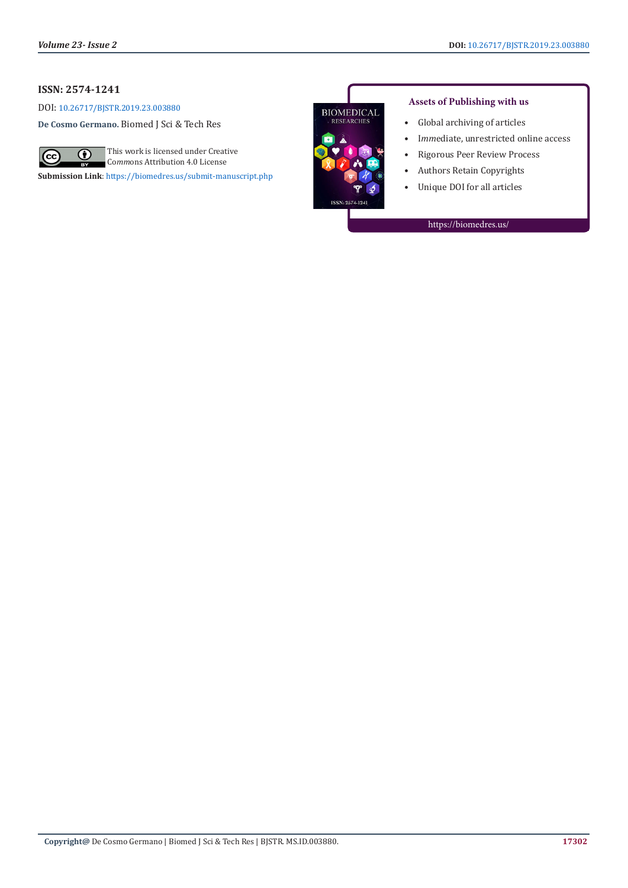**ISSN: 2574-1241**

DOI: 10.26717/BJSTR.2019.23.003880

**De Cosmo Germano.** Biomed J Sci & Tech Res

This work is licensed under Creative Commons Attribution 4.0 License

**Submission Link**: https://biomedres.us/submit-manuscript.php

**Assets of Publishing with us**

- Global archiving of articles
- Immediate, unrestricted online access
- Rigorous Peer Review Process
- Authors Retain Copyrights
- Unique DOI for all articles

https://biomedres.us/